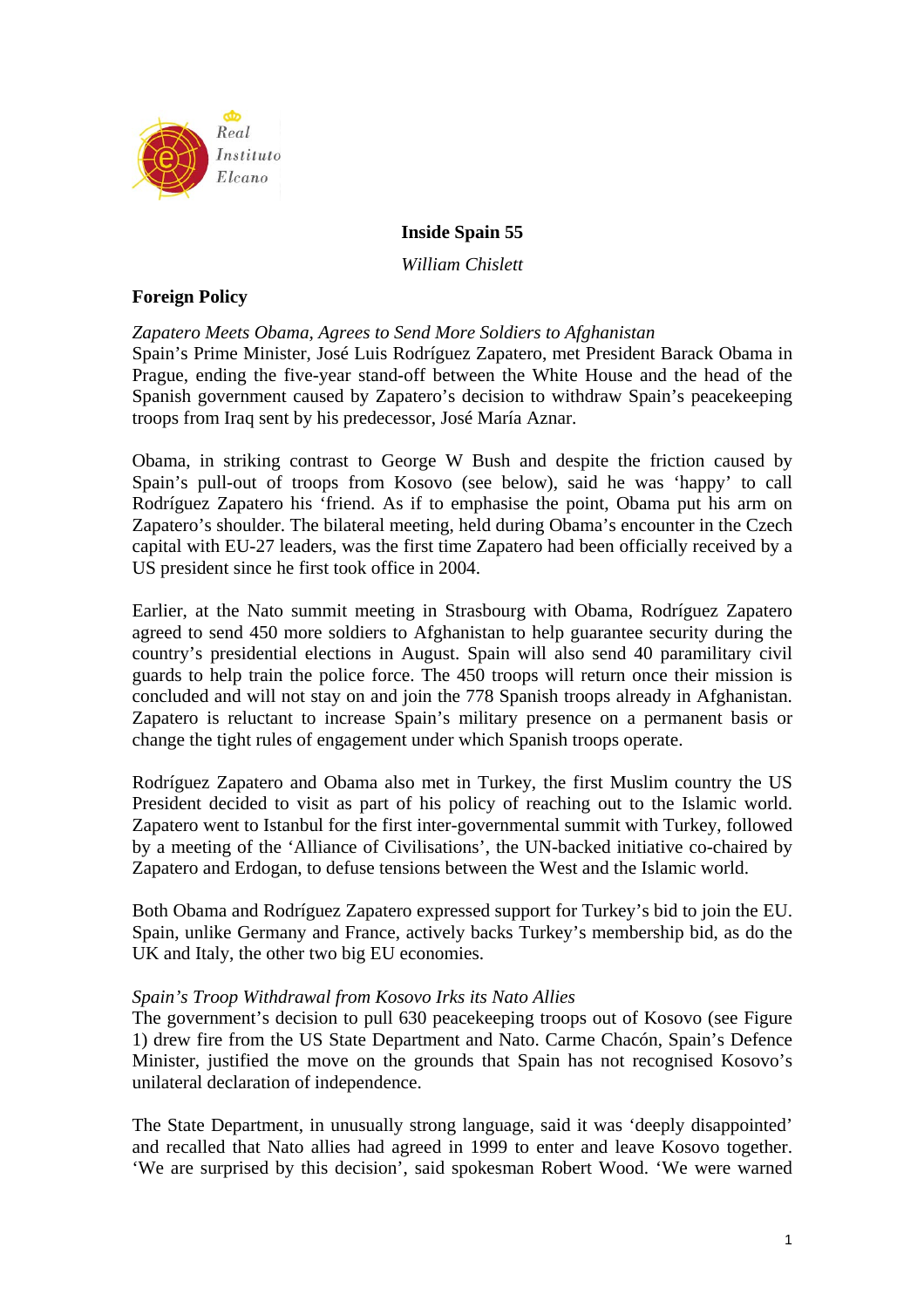Real Instituto Elcano

**Inside Spain 55**

*William Chislett*

## Foreign Policy

*Zapatero Meets Obama, Agrees to Send More Soldiers to Afghanistan*

Spain's Prime Minister, José Luis Rodríguez Zapatero, met President Barack Obama in Prague, ending the five-year stand-off between the White House and the head of the Spanish government caused by Zapatero's decision to withdraw Spain's peacekeeping troops from Iraq sent by his predecessor, José María Aznar.

Obama, in striking contrast to George W Bush and despite the friction caused by Spain's pull-out of troops from Kosovo (see below), said he was 'happy' to call Rodríguez Zapatero his 'friend. As if to emphasise the point, Obama put his arm on Zapatero's shoulder. The bilateral meeting, held during Obama's encounter in the Czech capital with EU-27 leaders, was the first time Zapatero had been officially received by a US president since he first took office in 2004.

Earlier, at the Nato summit meeting in Strasbourg with Obama, Rodríguez Zapatero agreed to send 450 more soldiers to Afghanistan to help guarantee security during the country's presidential elections in August. Spain will also send 40 paramilitary civil guards to help train the police force. The 450 troops will return once their mission is concluded and will not stay on and join the 778 Spanish troops already in Afghanistan. Zapatero is reluctant to increase Spain's military presence on a permanent basis or change the tight rules of engagement under which Spanish troops operate.

Rodríguez Zapatero and Obama also met in Turkey, the first Muslim country the US President decided to visit as part of his policy of reaching out to the Islamic world. Zapatero went to Istanbul for the first inter-governmental summit with Turkey, followed by a meeting of the 'Alliance of Civilisations', the UN-backed initiative co-chaired by Zapatero and Erdogan, to defuse tensions between the West and the Islamic world.

Both Obama and Rodríguez Zapatero expressed support for Turkey's bid to join the EU. Spain, unlike Germany and France, actively backs Turkey's membership bid, as do the UK and Italy, the other two big EU economies.

*Spain's Troop Withdrawal from Kosovo Irks its Nato Allies*

The government's decision to pull 630 peacekeeping troops out of Kosovo (see Figure 1) drew fire from the US State Department and Nato. Carme Chacón, Spain's Defence Minister, justified the move on the grounds that Spain has not recognised Kosovo's unilateral declaration of independence.

The State Department, in unusually strong language, said it was 'deeply disappointed' and recalled that Nato allies had agreed in 1999 to enter and leave Kosovo together. 'We are surprised by this decision', said spokesman Robert Wood. 'We were warned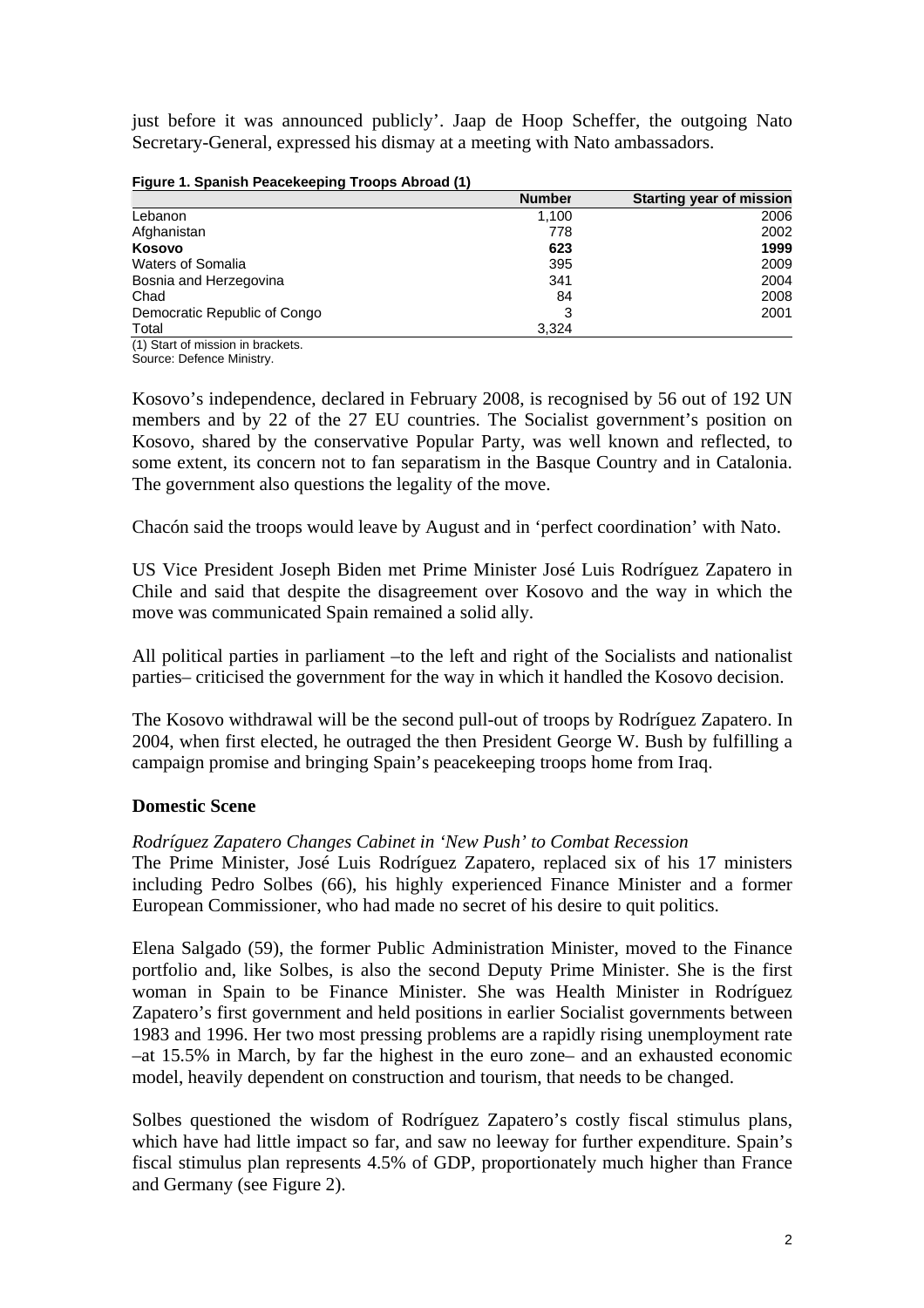just before it was announced publicly'. Jaap de Hoop Scheffer, the outgoing Nato Secretary-General, expressed his dismay at a meeting with Nato ambassadors.

**Figure 1. Spanish Peacekeeping Troops Abroad (1)**

| | Number | Starting year of mission |
|---|---|---|
| Lebanon | 1,100 | 2006 |
| Afghanistan | 778 | 2002 |
| **Kosovo** | **623** | **1999** |
| Waters of Somalia | 395 | 2009 |
| Bosnia and Herzegovina | 341 | 2004 |
| Chad | 84 | 2008 |
| Democratic Republic of Congo | 3 | 2001 |
| Total | 3,324 | |

(1) Start of mission in brackets.
Source: Defence Ministry.

Kosovo's independence, declared in February 2008, is recognised by 56 out of 192 UN members and by 22 of the 27 EU countries. The Socialist government's position on Kosovo, shared by the conservative Popular Party, was well known and reflected, to some extent, its concern not to fan separatism in the Basque Country and in Catalonia. The government also questions the legality of the move.

Chacón said the troops would leave by August and in 'perfect coordination' with Nato.

US Vice President Joseph Biden met Prime Minister José Luis Rodríguez Zapatero in Chile and said that despite the disagreement over Kosovo and the way in which the move was communicated Spain remained a solid ally.

All political parties in parliament –to the left and right of the Socialists and nationalist parties– criticised the government for the way in which it handled the Kosovo decision.

The Kosovo withdrawal will be the second pull-out of troops by Rodríguez Zapatero. In 2004, when first elected, he outraged the then President George W. Bush by fulfilling a campaign promise and bringing Spain's peacekeeping troops home from Iraq.

## Domestic Scene

*Rodríguez Zapatero Changes Cabinet in 'New Push' to Combat Recession*

The Prime Minister, José Luis Rodríguez Zapatero, replaced six of his 17 ministers including Pedro Solbes (66), his highly experienced Finance Minister and a former European Commissioner, who had made no secret of his desire to quit politics.

Elena Salgado (59), the former Public Administration Minister, moved to the Finance portfolio and, like Solbes, is also the second Deputy Prime Minister. She is the first woman in Spain to be Finance Minister. She was Health Minister in Rodríguez Zapatero's first government and held positions in earlier Socialist governments between 1983 and 1996. Her two most pressing problems are a rapidly rising unemployment rate –at 15.5% in March, by far the highest in the euro zone– and an exhausted economic model, heavily dependent on construction and tourism, that needs to be changed.

Solbes questioned the wisdom of Rodríguez Zapatero's costly fiscal stimulus plans, which have had little impact so far, and saw no leeway for further expenditure. Spain's fiscal stimulus plan represents 4.5% of GDP, proportionately much higher than France and Germany (see Figure 2).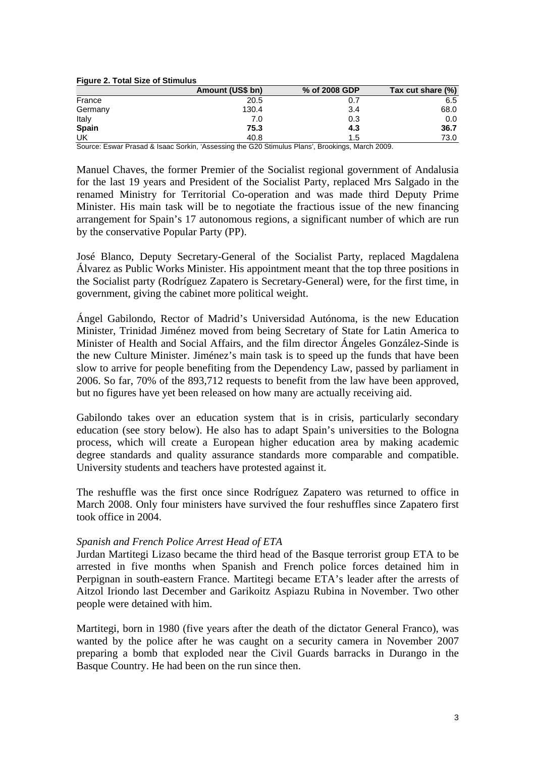**Figure 2. Total Size of Stimulus**

| | Amount (US$ bn) | % of 2008 GDP | Tax cut share (%) |
|---|---|---|---|
| France | 20.5 | 0.7 | 6.5 |
| Germany | 130.4 | 3.4 | 68.0 |
| Italy | 7.0 | 0.3 | 0.0 |
| **Spain** | **75.3** | **4.3** | **36.7** |
| UK | 40.8 | 1.5 | 73.0 |

Source: Eswar Prasad & Isaac Sorkin, 'Assessing the G20 Stimulus Plans', Brookings, March 2009.

Manuel Chaves, the former Premier of the Socialist regional government of Andalusia for the last 19 years and President of the Socialist Party, replaced Mrs Salgado in the renamed Ministry for Territorial Co-operation and was made third Deputy Prime Minister. His main task will be to negotiate the fractious issue of the new financing arrangement for Spain's 17 autonomous regions, a significant number of which are run by the conservative Popular Party (PP).

José Blanco, Deputy Secretary-General of the Socialist Party, replaced Magdalena Álvarez as Public Works Minister. His appointment meant that the top three positions in the Socialist party (Rodríguez Zapatero is Secretary-General) were, for the first time, in government, giving the cabinet more political weight.

Ángel Gabilondo, Rector of Madrid's Universidad Autónoma, is the new Education Minister, Trinidad Jiménez moved from being Secretary of State for Latin America to Minister of Health and Social Affairs, and the film director Ángeles González-Sinde is the new Culture Minister. Jiménez's main task is to speed up the funds that have been slow to arrive for people benefiting from the Dependency Law, passed by parliament in 2006. So far, 70% of the 893,712 requests to benefit from the law have been approved, but no figures have yet been released on how many are actually receiving aid.

Gabilondo takes over an education system that is in crisis, particularly secondary education (see story below). He also has to adapt Spain's universities to the Bologna process, which will create a European higher education area by making academic degree standards and quality assurance standards more comparable and compatible. University students and teachers have protested against it.

The reshuffle was the first once since Rodríguez Zapatero was returned to office in March 2008. Only four ministers have survived the four reshuffles since Zapatero first took office in 2004.

*Spanish and French Police Arrest Head of ETA*

Jurdan Martitegi Lizaso became the third head of the Basque terrorist group ETA to be arrested in five months when Spanish and French police forces detained him in Perpignan in south-eastern France. Martitegi became ETA's leader after the arrests of Aitzol Iriondo last December and Garikoitz Aspiazu Rubina in November. Two other people were detained with him.

Martitegi, born in 1980 (five years after the death of the dictator General Franco), was wanted by the police after he was caught on a security camera in November 2007 preparing a bomb that exploded near the Civil Guards barracks in Durango in the Basque Country. He had been on the run since then.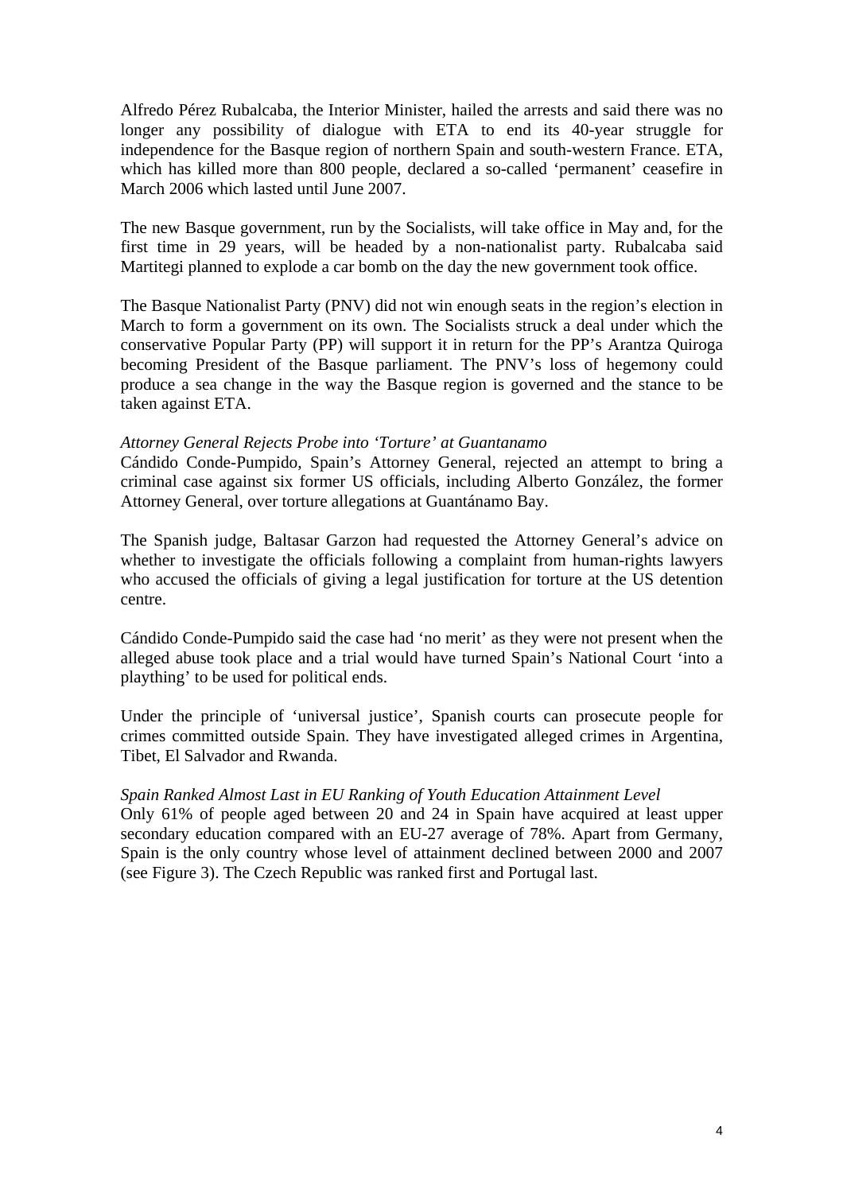Alfredo Pérez Rubalcaba, the Interior Minister, hailed the arrests and said there was no longer any possibility of dialogue with ETA to end its 40-year struggle for independence for the Basque region of northern Spain and south-western France. ETA, which has killed more than 800 people, declared a so-called 'permanent' ceasefire in March 2006 which lasted until June 2007.

The new Basque government, run by the Socialists, will take office in May and, for the first time in 29 years, will be headed by a non-nationalist party. Rubalcaba said Martitegi planned to explode a car bomb on the day the new government took office.

The Basque Nationalist Party (PNV) did not win enough seats in the region's election in March to form a government on its own. The Socialists struck a deal under which the conservative Popular Party (PP) will support it in return for the PP's Arantza Quiroga becoming President of the Basque parliament. The PNV's loss of hegemony could produce a sea change in the way the Basque region is governed and the stance to be taken against ETA.

*Attorney General Rejects Probe into 'Torture' at Guantanamo*

Cándido Conde-Pumpido, Spain's Attorney General, rejected an attempt to bring a criminal case against six former US officials, including Alberto González, the former Attorney General, over torture allegations at Guantánamo Bay.

The Spanish judge, Baltasar Garzon had requested the Attorney General's advice on whether to investigate the officials following a complaint from human-rights lawyers who accused the officials of giving a legal justification for torture at the US detention centre.

Cándido Conde-Pumpido said the case had 'no merit' as they were not present when the alleged abuse took place and a trial would have turned Spain's National Court 'into a plaything' to be used for political ends.

Under the principle of 'universal justice', Spanish courts can prosecute people for crimes committed outside Spain. They have investigated alleged crimes in Argentina, Tibet, El Salvador and Rwanda.

*Spain Ranked Almost Last in EU Ranking of Youth Education Attainment Level*

Only 61% of people aged between 20 and 24 in Spain have acquired at least upper secondary education compared with an EU-27 average of 78%. Apart from Germany, Spain is the only country whose level of attainment declined between 2000 and 2007 (see Figure 3). The Czech Republic was ranked first and Portugal last.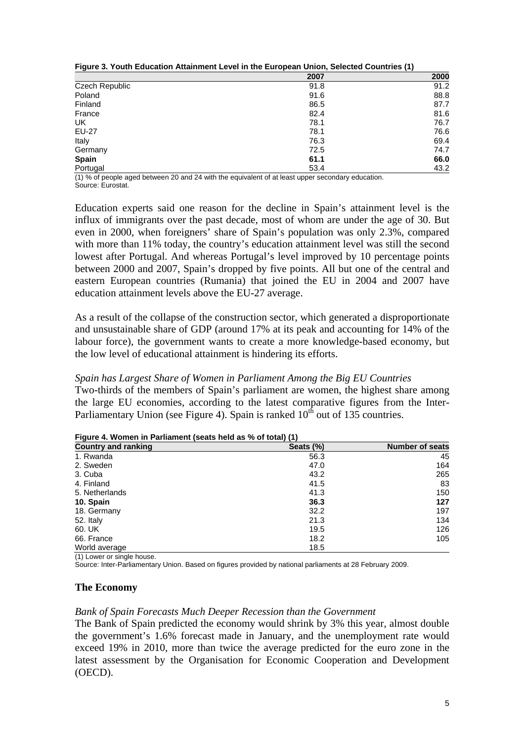**Figure 3. Youth Education Attainment Level in the European Union, Selected Countries (1)**

| | 2007 | 2000 |
|---|---|---|
| Czech Republic | 91.8 | 91.2 |
| Poland | 91.6 | 88.8 |
| Finland | 86.5 | 87.7 |
| France | 82.4 | 81.6 |
| UK | 78.1 | 76.7 |
| EU-27 | 78.1 | 76.6 |
| Italy | 76.3 | 69.4 |
| Germany | 72.5 | 74.7 |
| **Spain** | **61.1** | **66.0** |
| Portugal | 53.4 | 43.2 |

(1) % of people aged between 20 and 24 with the equivalent of at least upper secondary education.
Source: Eurostat.

Education experts said one reason for the decline in Spain's attainment level is the influx of immigrants over the past decade, most of whom are under the age of 30. But even in 2000, when foreigners' share of Spain's population was only 2.3%, compared with more than 11% today, the country's education attainment level was still the second lowest after Portugal. And whereas Portugal's level improved by 10 percentage points between 2000 and 2007, Spain's dropped by five points. All but one of the central and eastern European countries (Rumania) that joined the EU in 2004 and 2007 have education attainment levels above the EU-27 average.

As a result of the collapse of the construction sector, which generated a disproportionate and unsustainable share of GDP (around 17% at its peak and accounting for 14% of the labour force), the government wants to create a more knowledge-based economy, but the low level of educational attainment is hindering its efforts.

*Spain has Largest Share of Women in Parliament Among the Big EU Countries*
Two-thirds of the members of Spain's parliament are women, the highest share among the large EU economies, according to the latest comparative figures from the Inter-Parliamentary Union (see Figure 4). Spain is ranked 10th out of 135 countries.

**Figure 4. Women in Parliament (seats held as % of total) (1)**

| Country and ranking | Seats (%) | Number of seats |
|---|---|---|
| 1. Rwanda | 56.3 | 45 |
| 2. Sweden | 47.0 | 164 |
| 3. Cuba | 43.2 | 265 |
| 4. Finland | 41.5 | 83 |
| 5. Netherlands | 41.3 | 150 |
| **10. Spain** | **36.3** | **127** |
| 18. Germany | 32.2 | 197 |
| 52. Italy | 21.3 | 134 |
| 60. UK | 19.5 | 126 |
| 66. France | 18.2 | 105 |
| World average | 18.5 | |

(1) Lower or single house.
Source: Inter-Parliamentary Union. Based on figures provided by national parliaments at 28 February 2009.

## The Economy

*Bank of Spain Forecasts Much Deeper Recession than the Government*
The Bank of Spain predicted the economy would shrink by 3% this year, almost double the government's 1.6% forecast made in January, and the unemployment rate would exceed 19% in 2010, more than twice the average predicted for the euro zone in the latest assessment by the Organisation for Economic Cooperation and Development (OECD).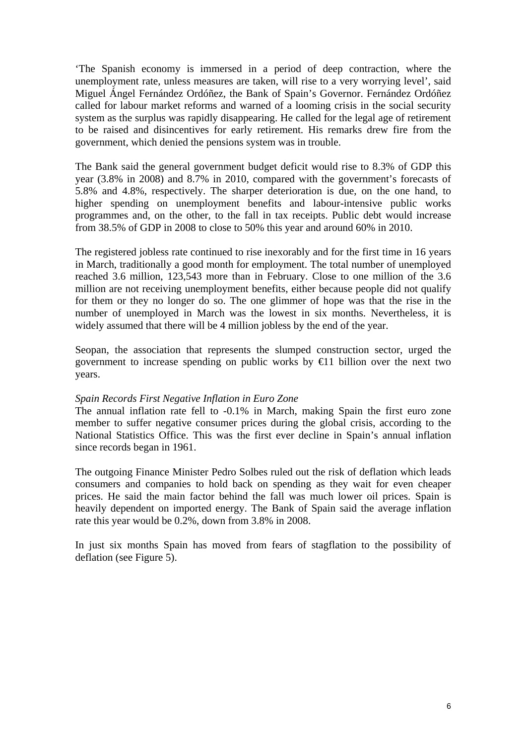'The Spanish economy is immersed in a period of deep contraction, where the unemployment rate, unless measures are taken, will rise to a very worrying level', said Miguel Ángel Fernández Ordóñez, the Bank of Spain's Governor. Fernández Ordóñez called for labour market reforms and warned of a looming crisis in the social security system as the surplus was rapidly disappearing. He called for the legal age of retirement to be raised and disincentives for early retirement. His remarks drew fire from the government, which denied the pensions system was in trouble.

The Bank said the general government budget deficit would rise to 8.3% of GDP this year (3.8% in 2008) and 8.7% in 2010, compared with the government's forecasts of 5.8% and 4.8%, respectively. The sharper deterioration is due, on the one hand, to higher spending on unemployment benefits and labour-intensive public works programmes and, on the other, to the fall in tax receipts. Public debt would increase from 38.5% of GDP in 2008 to close to 50% this year and around 60% in 2010.

The registered jobless rate continued to rise inexorably and for the first time in 16 years in March, traditionally a good month for employment. The total number of unemployed reached 3.6 million, 123,543 more than in February. Close to one million of the 3.6 million are not receiving unemployment benefits, either because people did not qualify for them or they no longer do so. The one glimmer of hope was that the rise in the number of unemployed in March was the lowest in six months. Nevertheless, it is widely assumed that there will be 4 million jobless by the end of the year.

Seopan, the association that represents the slumped construction sector, urged the government to increase spending on public works by €11 billion over the next two years.

*Spain Records First Negative Inflation in Euro Zone*

The annual inflation rate fell to -0.1% in March, making Spain the first euro zone member to suffer negative consumer prices during the global crisis, according to the National Statistics Office. This was the first ever decline in Spain's annual inflation since records began in 1961.

The outgoing Finance Minister Pedro Solbes ruled out the risk of deflation which leads consumers and companies to hold back on spending as they wait for even cheaper prices. He said the main factor behind the fall was much lower oil prices. Spain is heavily dependent on imported energy. The Bank of Spain said the average inflation rate this year would be 0.2%, down from 3.8% in 2008.

In just six months Spain has moved from fears of stagflation to the possibility of deflation (see Figure 5).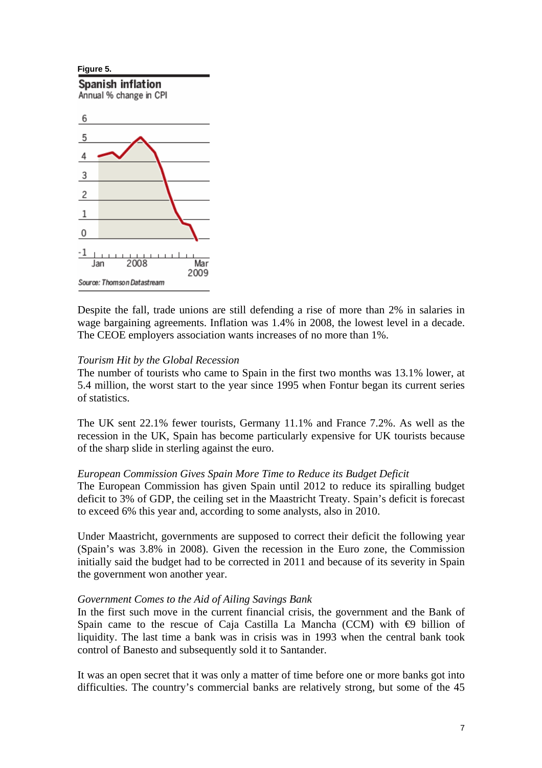Figure 5.

**Spanish inflation**
Annual % change in CPI

Source: Thomson Datastream

Despite the fall, trade unions are still defending a rise of more than 2% in salaries in wage bargaining agreements. Inflation was 1.4% in 2008, the lowest level in a decade. The CEOE employers association wants increases of no more than 1%.

*Tourism Hit by the Global Recession*
The number of tourists who came to Spain in the first two months was 13.1% lower, at 5.4 million, the worst start to the year since 1995 when Fontur began its current series of statistics.

The UK sent 22.1% fewer tourists, Germany 11.1% and France 7.2%. As well as the recession in the UK, Spain has become particularly expensive for UK tourists because of the sharp slide in sterling against the euro.

*European Commission Gives Spain More Time to Reduce its Budget Deficit*
The European Commission has given Spain until 2012 to reduce its spiralling budget deficit to 3% of GDP, the ceiling set in the Maastricht Treaty. Spain's deficit is forecast to exceed 6% this year and, according to some analysts, also in 2010.

Under Maastricht, governments are supposed to correct their deficit the following year (Spain's was 3.8% in 2008). Given the recession in the Euro zone, the Commission initially said the budget had to be corrected in 2011 and because of its severity in Spain the government won another year.

*Government Comes to the Aid of Ailing Savings Bank*
In the first such move in the current financial crisis, the government and the Bank of Spain came to the rescue of Caja Castilla La Mancha (CCM) with €9 billion of liquidity. The last time a bank was in crisis was in 1993 when the central bank took control of Banesto and subsequently sold it to Santander.

It was an open secret that it was only a matter of time before one or more banks got into difficulties. The country's commercial banks are relatively strong, but some of the 45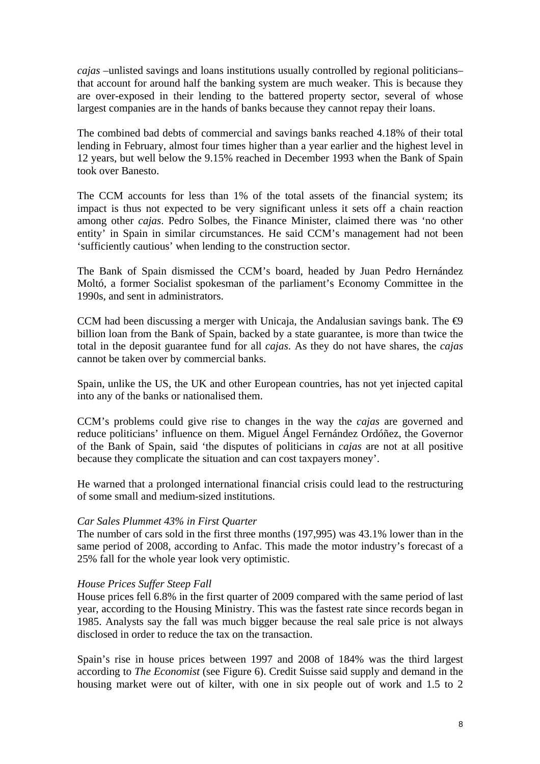*cajas* –unlisted savings and loans institutions usually controlled by regional politicians– that account for around half the banking system are much weaker. This is because they are over-exposed in their lending to the battered property sector, several of whose largest companies are in the hands of banks because they cannot repay their loans.

The combined bad debts of commercial and savings banks reached 4.18% of their total lending in February, almost four times higher than a year earlier and the highest level in 12 years, but well below the 9.15% reached in December 1993 when the Bank of Spain took over Banesto.

The CCM accounts for less than 1% of the total assets of the financial system; its impact is thus not expected to be very significant unless it sets off a chain reaction among other *cajas*. Pedro Solbes, the Finance Minister, claimed there was 'no other entity' in Spain in similar circumstances. He said CCM's management had not been 'sufficiently cautious' when lending to the construction sector.

The Bank of Spain dismissed the CCM's board, headed by Juan Pedro Hernández Moltó, a former Socialist spokesman of the parliament's Economy Committee in the 1990s, and sent in administrators.

CCM had been discussing a merger with Unicaja, the Andalusian savings bank. The €9 billion loan from the Bank of Spain, backed by a state guarantee, is more than twice the total in the deposit guarantee fund for all *cajas*. As they do not have shares, the *cajas* cannot be taken over by commercial banks.

Spain, unlike the US, the UK and other European countries, has not yet injected capital into any of the banks or nationalised them.

CCM's problems could give rise to changes in the way the *cajas* are governed and reduce politicians' influence on them. Miguel Ángel Fernández Ordóñez, the Governor of the Bank of Spain, said 'the disputes of politicians in *cajas* are not at all positive because they complicate the situation and can cost taxpayers money'.

He warned that a prolonged international financial crisis could lead to the restructuring of some small and medium-sized institutions.

*Car Sales Plummet 43% in First Quarter*

The number of cars sold in the first three months (197,995) was 43.1% lower than in the same period of 2008, according to Anfac. This made the motor industry's forecast of a 25% fall for the whole year look very optimistic.

*House Prices Suffer Steep Fall*

House prices fell 6.8% in the first quarter of 2009 compared with the same period of last year, according to the Housing Ministry. This was the fastest rate since records began in 1985. Analysts say the fall was much bigger because the real sale price is not always disclosed in order to reduce the tax on the transaction.

Spain's rise in house prices between 1997 and 2008 of 184% was the third largest according to *The Economist* (see Figure 6). Credit Suisse said supply and demand in the housing market were out of kilter, with one in six people out of work and 1.5 to 2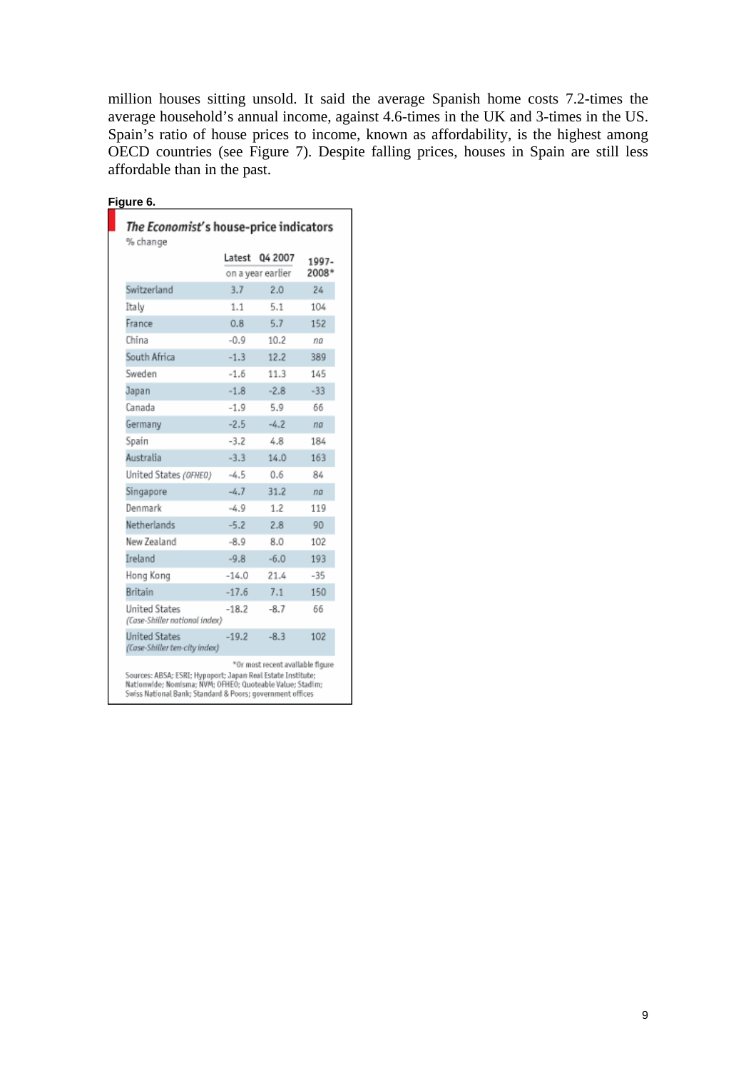million houses sitting unsold. It said the average Spanish home costs 7.2-times the average household's annual income, against 4.6-times in the UK and 3-times in the US. Spain's ratio of house prices to income, known as affordability, is the highest among OECD countries (see Figure 7). Despite falling prices, houses in Spain are still less affordable than in the past.

**Figure 6.**

***The Economist*'s house-price indicators**

% change

| | Latest | Q4 2007 | 1997-2008* |
|---|---|---|---|
| | on a year earlier | | |
| Switzerland | 3.7 | 2.0 | 24 |
| Italy | 1.1 | 5.1 | 104 |
| France | 0.8 | 5.7 | 152 |
| China | -0.9 | 10.2 | *na* |
| South Africa | -1.3 | 12.2 | 389 |
| Sweden | -1.6 | 11.3 | 145 |
| Japan | -1.8 | -2.8 | -33 |
| Canada | -1.9 | 5.9 | 66 |
| Germany | -2.5 | -4.2 | *na* |
| Spain | -3.2 | 4.8 | 184 |
| Australia | -3.3 | 14.0 | 163 |
| United States *(OFHEO)* | -4.5 | 0.6 | 84 |
| Singapore | -4.7 | 31.2 | *na* |
| Denmark | -4.9 | 1.2 | 119 |
| Netherlands | -5.2 | 2.8 | 90 |
| New Zealand | -8.9 | 8.0 | 102 |
| Ireland | -9.8 | -6.0 | 193 |
| Hong Kong | -14.0 | 21.4 | -35 |
| Britain | -17.6 | 7.1 | 150 |
| United States *(Case-Shiller national index)* | -18.2 | -8.7 | 66 |
| United States *(Case-Shiller ten-city index)* | -19.2 | -8.3 | 102 |

*Or most recent available figure

Sources: ABSA; ESRI; Hypoport; Japan Real Estate Institute; Nationwide; Nomisma; NVM; OFHEO; Quoteable Value; Stadim; Swiss National Bank; Standard & Poors; government offices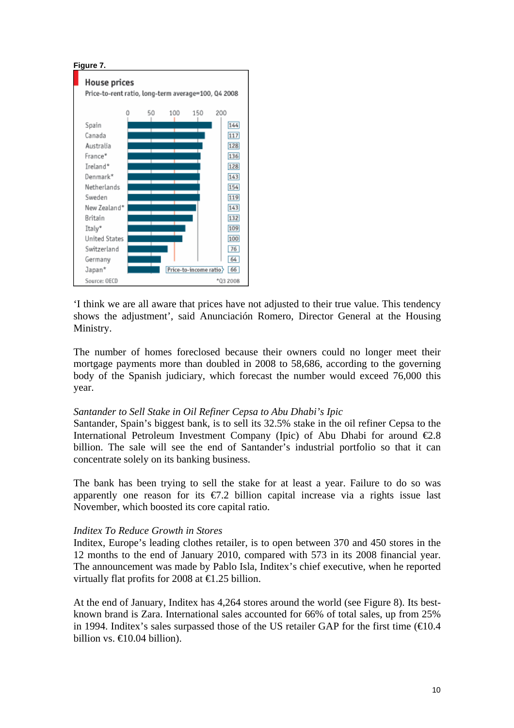**Figure 7.**

**House prices**

Price-to-rent ratio, long-term average=100, Q4 2008

| Country | Price-to-rent ratio (bar) | Price-to-income ratio |
|---|---|---|
| Spain | | 144 |
| Canada | | 117 |
| Australia | | 128 |
| France* | | 136 |
| Ireland* | | 128 |
| Denmark* | | 143 |
| Netherlands | | 154 |
| Sweden | | 119 |
| New Zealand* | | 143 |
| Britain | | 132 |
| Italy* | | 109 |
| United States | | 100 |
| Switzerland | | 76 |
| Germany | | 64 |
| Japan* | | 66 |

Source: OECD

*Q3 2008

'I think we are all aware that prices have not adjusted to their true value. This tendency shows the adjustment', said Anunciación Romero, Director General at the Housing Ministry.

The number of homes foreclosed because their owners could no longer meet their mortgage payments more than doubled in 2008 to 58,686, according to the governing body of the Spanish judiciary, which forecast the number would exceed 76,000 this year.

*Santander to Sell Stake in Oil Refiner Cepsa to Abu Dhabi's Ipic*

Santander, Spain's biggest bank, is to sell its 32.5% stake in the oil refiner Cepsa to the International Petroleum Investment Company (Ipic) of Abu Dhabi for around €2.8 billion. The sale will see the end of Santander's industrial portfolio so that it can concentrate solely on its banking business.

The bank has been trying to sell the stake for at least a year. Failure to do so was apparently one reason for its €7.2 billion capital increase via a rights issue last November, which boosted its core capital ratio.

*Inditex To Reduce Growth in Stores*

Inditex, Europe's leading clothes retailer, is to open between 370 and 450 stores in the 12 months to the end of January 2010, compared with 573 in its 2008 financial year. The announcement was made by Pablo Isla, Inditex's chief executive, when he reported virtually flat profits for 2008 at €1.25 billion.

At the end of January, Inditex has 4,264 stores around the world (see Figure 8). Its best-known brand is Zara. International sales accounted for 66% of total sales, up from 25% in 1994. Inditex's sales surpassed those of the US retailer GAP for the first time (€10.4 billion vs. €10.04 billion).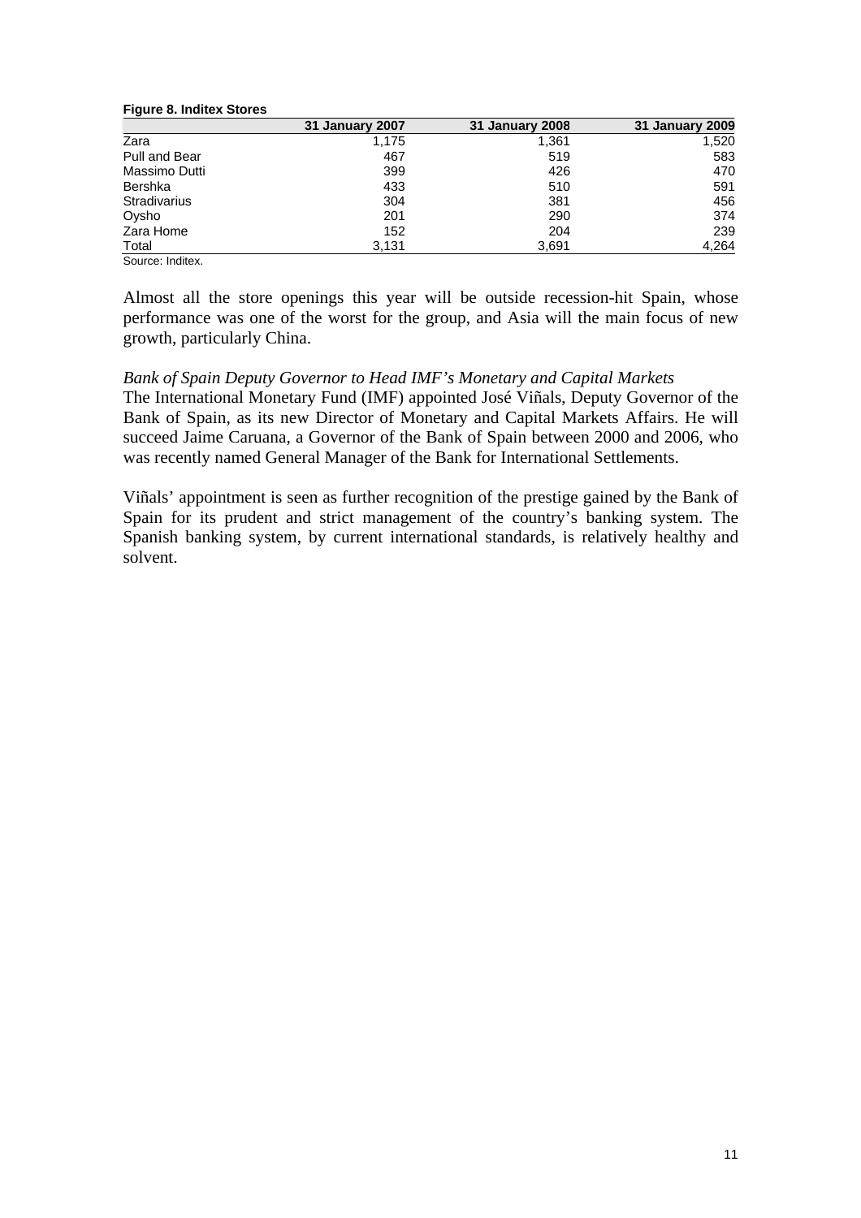**Figure 8. Inditex Stores**

| | 31 January 2007 | 31 January 2008 | 31 January 2009 |
|---|---|---|---|
| Zara | 1,175 | 1,361 | 1,520 |
| Pull and Bear | 467 | 519 | 583 |
| Massimo Dutti | 399 | 426 | 470 |
| Bershka | 433 | 510 | 591 |
| Stradivarius | 304 | 381 | 456 |
| Oysho | 201 | 290 | 374 |
| Zara Home | 152 | 204 | 239 |
| Total | 3,131 | 3,691 | 4,264 |

Source: Inditex.

Almost all the store openings this year will be outside recession-hit Spain, whose performance was one of the worst for the group, and Asia will the main focus of new growth, particularly China.

*Bank of Spain Deputy Governor to Head IMF's Monetary and Capital Markets*

The International Monetary Fund (IMF) appointed José Viñals, Deputy Governor of the Bank of Spain, as its new Director of Monetary and Capital Markets Affairs. He will succeed Jaime Caruana, a Governor of the Bank of Spain between 2000 and 2006, who was recently named General Manager of the Bank for International Settlements.

Viñals' appointment is seen as further recognition of the prestige gained by the Bank of Spain for its prudent and strict management of the country's banking system. The Spanish banking system, by current international standards, is relatively healthy and solvent.